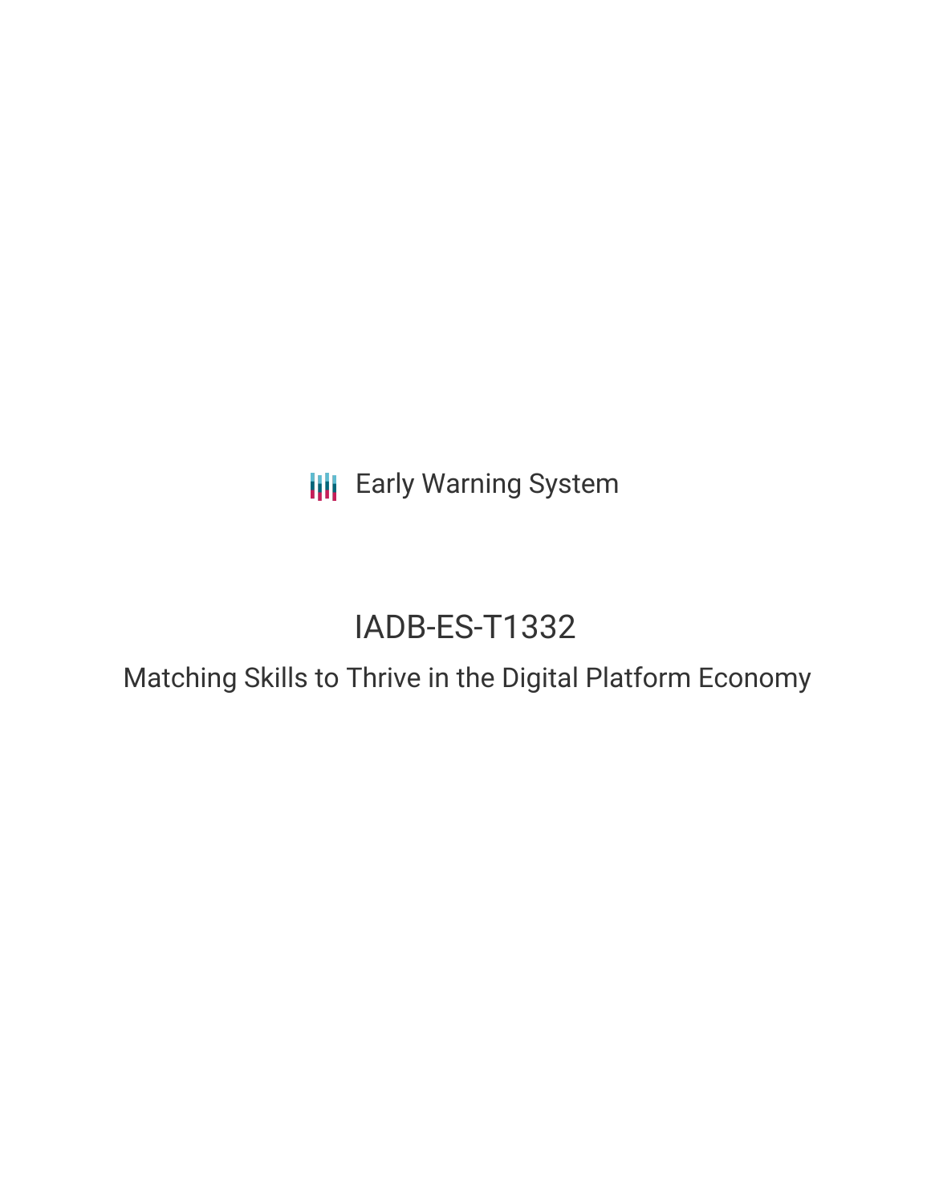Early Warning System

# IADB-ES-T1332

## Matching Skills to Thrive in the Digital Platform Economy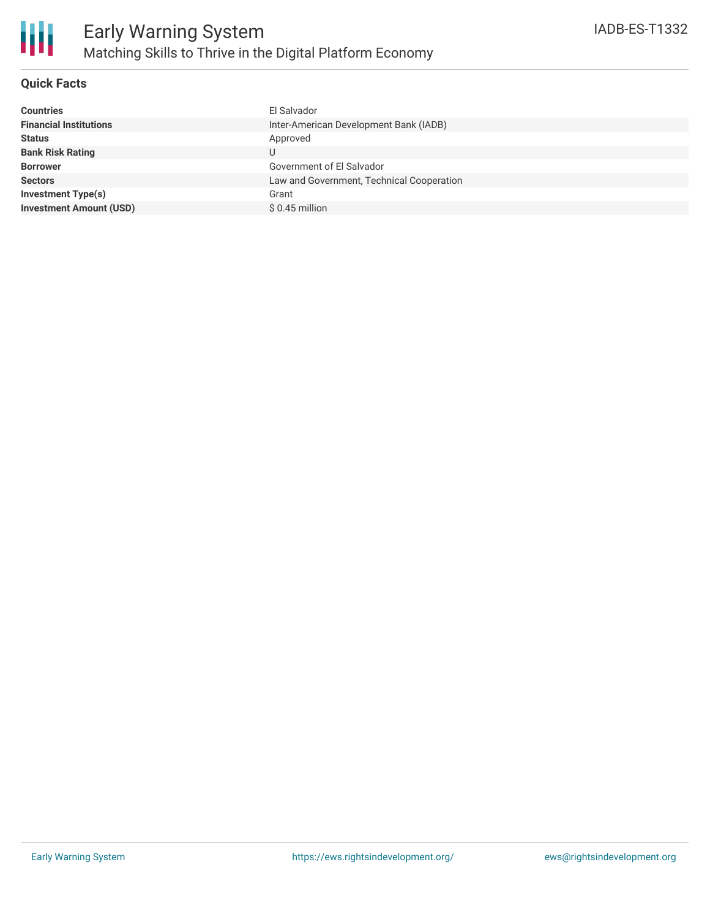# Early Warning System

## Matching Skills to Thrive in the Digital Platform Economy

IADB-ES-T1332

### Quick Facts

| | |
|---|---|
| **Countries** | El Salvador |
| **Financial Institutions** | Inter-American Development Bank (IADB) |
| **Status** | Approved |
| **Bank Risk Rating** | U |
| **Borrower** | Government of El Salvador |
| **Sectors** | Law and Government, Technical Cooperation |
| **Investment Type(s)** | Grant |
| **Investment Amount (USD)** | $ 0.45 million |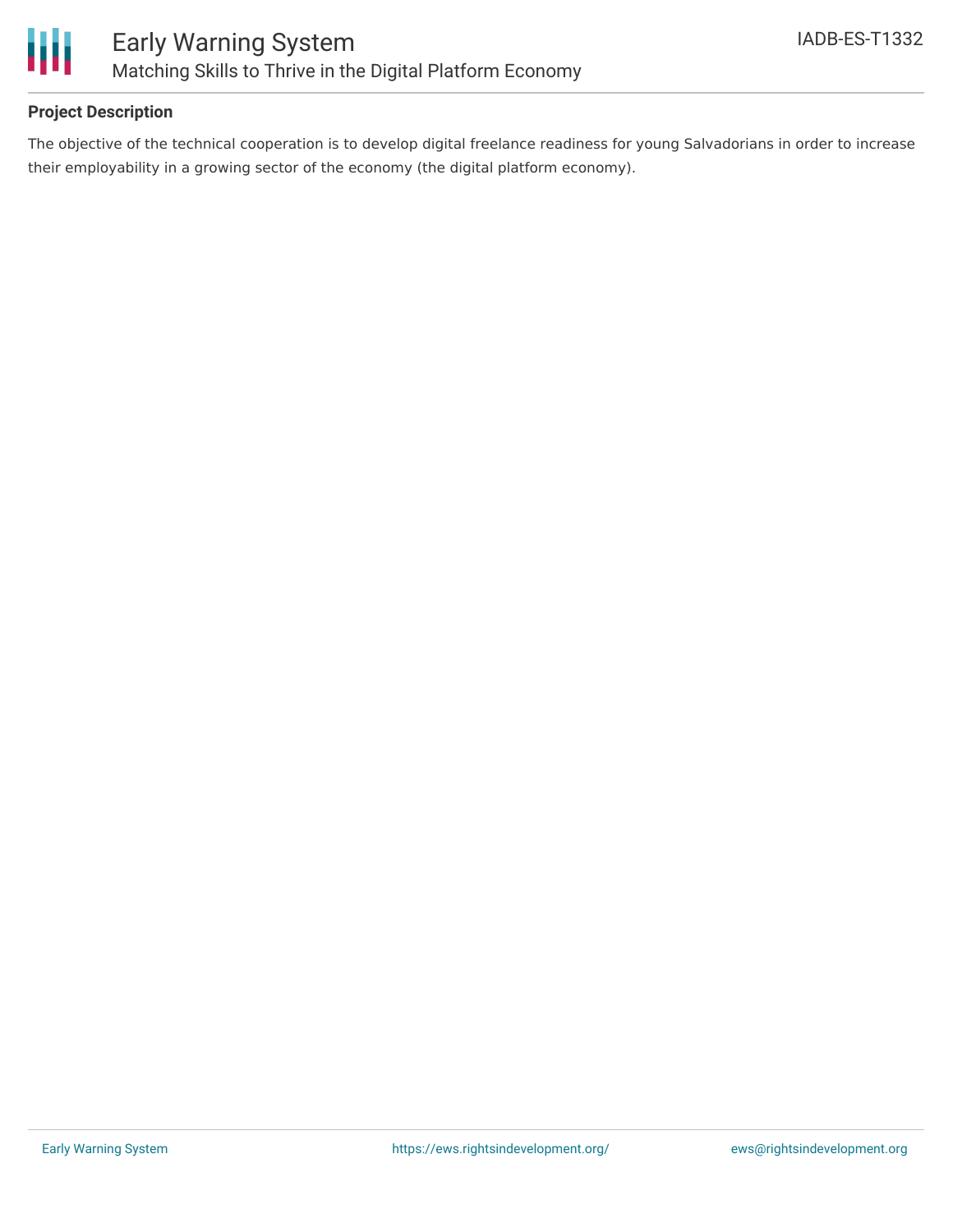## Project Description

The objective of the technical cooperation is to develop digital freelance readiness for young Salvadorians in order to increase their employability in a growing sector of the economy (the digital platform economy).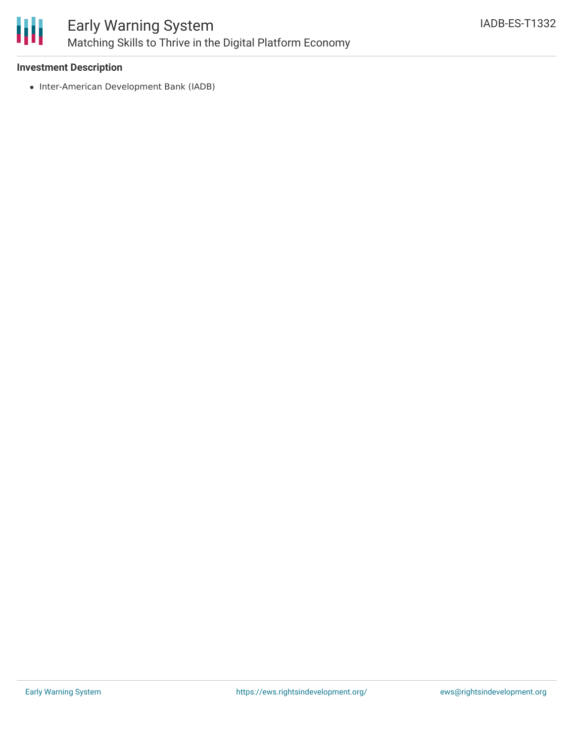**Investment Description**

- Inter-American Development Bank (IADB)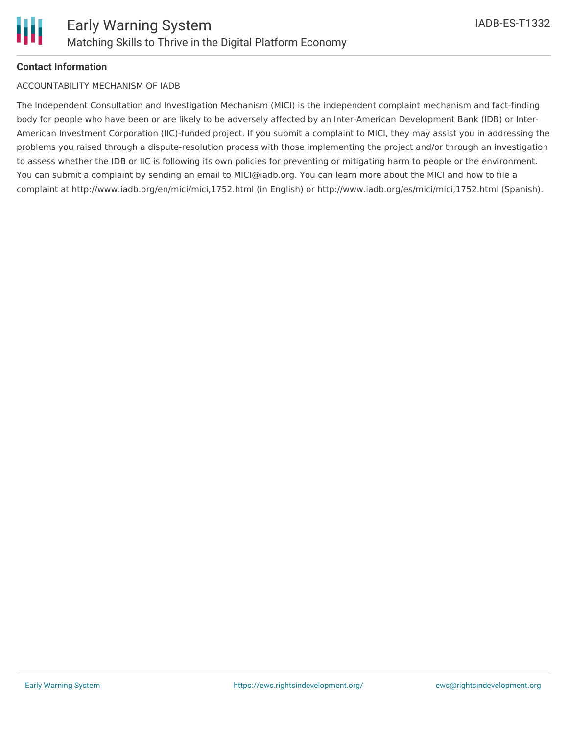**Contact Information**

ACCOUNTABILITY MECHANISM OF IADB

The Independent Consultation and Investigation Mechanism (MICI) is the independent complaint mechanism and fact-finding body for people who have been or are likely to be adversely affected by an Inter-American Development Bank (IDB) or Inter-American Investment Corporation (IIC)-funded project. If you submit a complaint to MICI, they may assist you in addressing the problems you raised through a dispute-resolution process with those implementing the project and/or through an investigation to assess whether the IDB or IIC is following its own policies for preventing or mitigating harm to people or the environment. You can submit a complaint by sending an email to MICI@iadb.org. You can learn more about the MICI and how to file a complaint at http://www.iadb.org/en/mici/mici,1752.html (in English) or http://www.iadb.org/es/mici/mici,1752.html (Spanish).